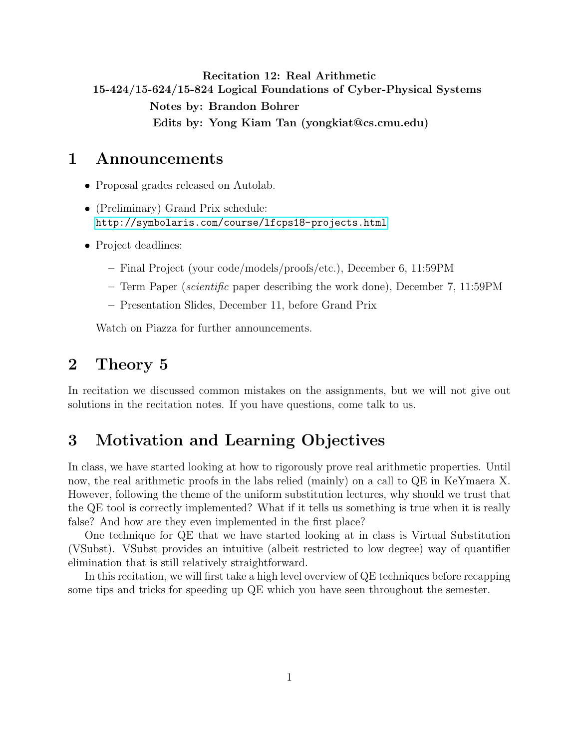**Recitation 12: Real Arithmetic**
**15-424/15-624/15-824 Logical Foundations of Cyber-Physical Systems**
**Notes by: Brandon Bohrer**
**Edits by: Yong Kiam Tan (yongkiat@cs.cmu.edu)**

# 1 Announcements

- Proposal grades released on Autolab.
- (Preliminary) Grand Prix schedule:
  http://symbolaris.com/course/lfcps18-projects.html
- Project deadlines:
  - Final Project (your code/models/proofs/etc.), December 6, 11:59PM
  - Term Paper (*scientific* paper describing the work done), December 7, 11:59PM
  - Presentation Slides, December 11, before Grand Prix

  Watch on Piazza for further announcements.

# 2 Theory 5

In recitation we discussed common mistakes on the assignments, but we will not give out solutions in the recitation notes. If you have questions, come talk to us.

# 3 Motivation and Learning Objectives

In class, we have started looking at how to rigorously prove real arithmetic properties. Until now, the real arithmetic proofs in the labs relied (mainly) on a call to QE in KeYmaera X. However, following the theme of the uniform substitution lectures, why should we trust that the QE tool is correctly implemented? What if it tells us something is true when it is really false? And how are they even implemented in the first place?

One technique for QE that we have started looking at in class is Virtual Substitution (VSubst). VSubst provides an intuitive (albeit restricted to low degree) way of quantifier elimination that is still relatively straightforward.

In this recitation, we will first take a high level overview of QE techniques before recapping some tips and tricks for speeding up QE which you have seen throughout the semester.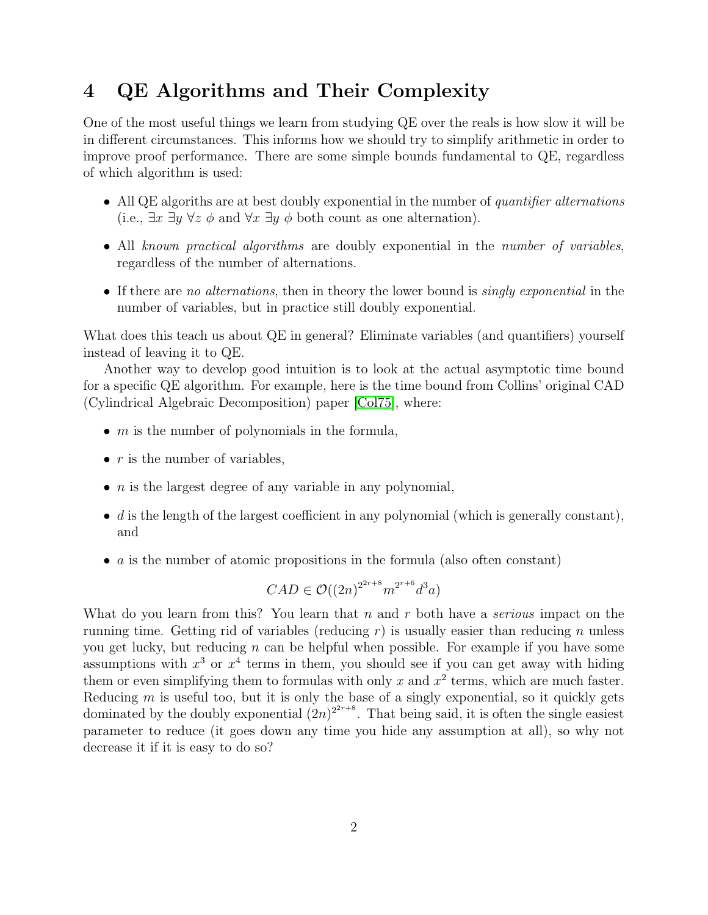# 4 QE Algorithms and Their Complexity

One of the most useful things we learn from studying QE over the reals is how slow it will be in different circumstances. This informs how we should try to simplify arithmetic in order to improve proof performance. There are some simple bounds fundamental to QE, regardless of which algorithm is used:

- All QE algoriths are at best doubly exponential in the number of *quantifier alternations* (i.e., $\exists x\ \exists y\ \forall z\ \phi$ and $\forall x\ \exists y\ \phi$ both count as one alternation).
- All *known practical algorithms* are doubly exponential in the *number of variables*, regardless of the number of alternations.
- If there are *no alternations*, then in theory the lower bound is *singly exponential* in the number of variables, but in practice still doubly exponential.

What does this teach us about QE in general? Eliminate variables (and quantifiers) yourself instead of leaving it to QE.

Another way to develop good intuition is to look at the actual asymptotic time bound for a specific QE algorithm. For example, here is the time bound from Collins' original CAD (Cylindrical Algebraic Decomposition) paper [Col75], where:

- $m$ is the number of polynomials in the formula,
- $r$ is the number of variables,
- $n$ is the largest degree of any variable in any polynomial,
- $d$ is the length of the largest coefficient in any polynomial (which is generally constant), and
- $a$ is the number of atomic propositions in the formula (also often constant)

$$CAD \in \mathcal{O}((2n)^{2^{2r+8}} m^{2^{r+6}} d^3 a)$$

What do you learn from this? You learn that $n$ and $r$ both have a *serious* impact on the running time. Getting rid of variables (reducing $r$) is usually easier than reducing $n$ unless you get lucky, but reducing $n$ can be helpful when possible. For example if you have some assumptions with $x^3$ or $x^4$ terms in them, you should see if you can get away with hiding them or even simplifying them to formulas with only $x$ and $x^2$ terms, which are much faster. Reducing $m$ is useful too, but it is only the base of a singly exponential, so it quickly gets dominated by the doubly exponential $(2n)^{2^{2r+8}}$. That being said, it is often the single easiest parameter to reduce (it goes down any time you hide any assumption at all), so why not decrease it if it is easy to do so?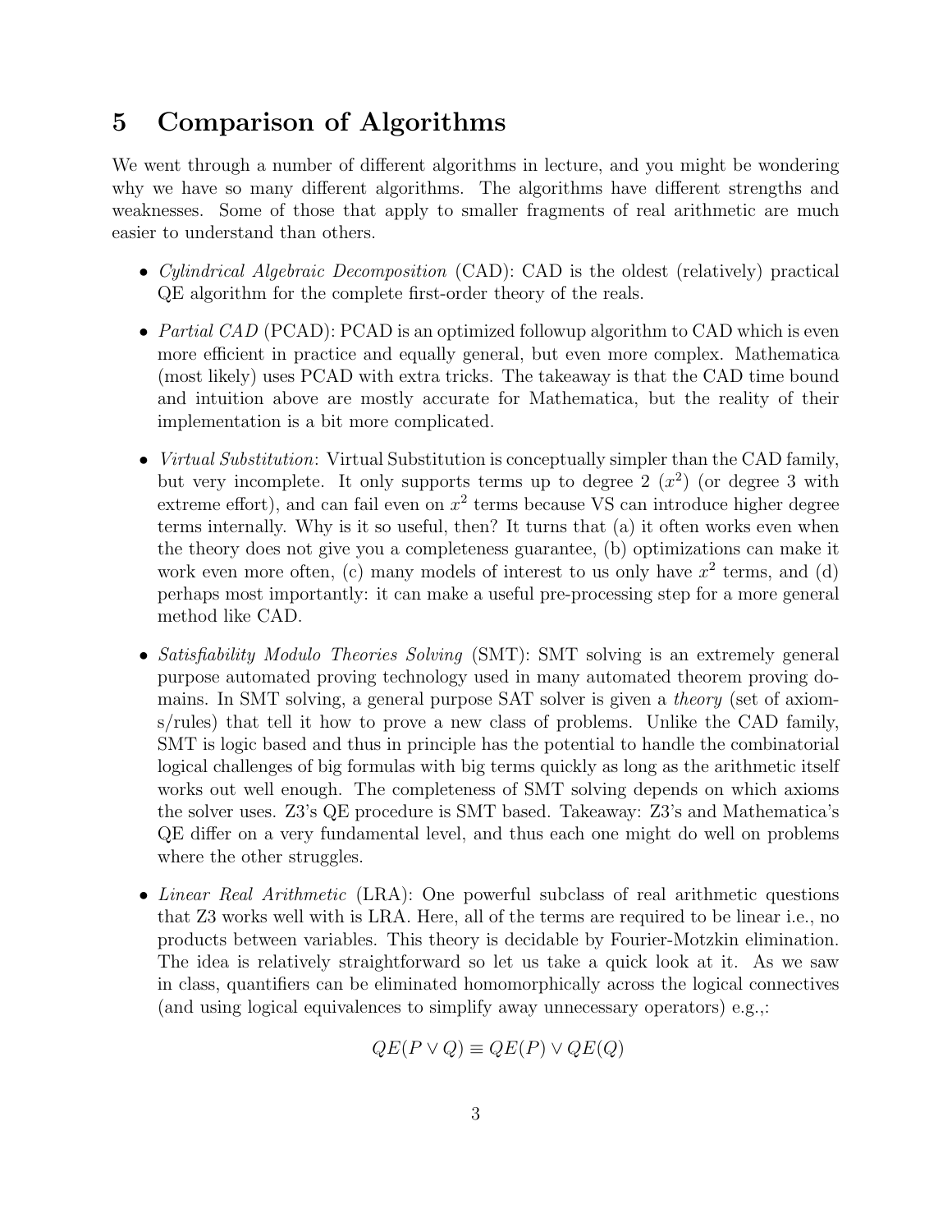# 5 Comparison of Algorithms

We went through a number of different algorithms in lecture, and you might be wondering why we have so many different algorithms. The algorithms have different strengths and weaknesses. Some of those that apply to smaller fragments of real arithmetic are much easier to understand than others.

- *Cylindrical Algebraic Decomposition* (CAD): CAD is the oldest (relatively) practical QE algorithm for the complete first-order theory of the reals.
- *Partial CAD* (PCAD): PCAD is an optimized followup algorithm to CAD which is even more efficient in practice and equally general, but even more complex. Mathematica (most likely) uses PCAD with extra tricks. The takeaway is that the CAD time bound and intuition above are mostly accurate for Mathematica, but the reality of their implementation is a bit more complicated.
- *Virtual Substitution*: Virtual Substitution is conceptually simpler than the CAD family, but very incomplete. It only supports terms up to degree 2 ($x^2$) (or degree 3 with extreme effort), and can fail even on $x^2$ terms because VS can introduce higher degree terms internally. Why is it so useful, then? It turns that (a) it often works even when the theory does not give you a completeness guarantee, (b) optimizations can make it work even more often, (c) many models of interest to us only have $x^2$ terms, and (d) perhaps most importantly: it can make a useful pre-processing step for a more general method like CAD.
- *Satisfiability Modulo Theories Solving* (SMT): SMT solving is an extremely general purpose automated proving technology used in many automated theorem proving domains. In SMT solving, a general purpose SAT solver is given a *theory* (set of axioms/rules) that tell it how to prove a new class of problems. Unlike the CAD family, SMT is logic based and thus in principle has the potential to handle the combinatorial logical challenges of big formulas with big terms quickly as long as the arithmetic itself works out well enough. The completeness of SMT solving depends on which axioms the solver uses. Z3's QE procedure is SMT based. Takeaway: Z3's and Mathematica's QE differ on a very fundamental level, and thus each one might do well on problems where the other struggles.
- *Linear Real Arithmetic* (LRA): One powerful subclass of real arithmetic questions that Z3 works well with is LRA. Here, all of the terms are required to be linear i.e., no products between variables. This theory is decidable by Fourier-Motzkin elimination. The idea is relatively straightforward so let us take a quick look at it. As we saw in class, quantifiers can be eliminated homomorphically across the logical connectives (and using logical equivalences to simplify away unnecessary operators) e.g.,:

$$QE(P \vee Q) \equiv QE(P) \vee QE(Q)$$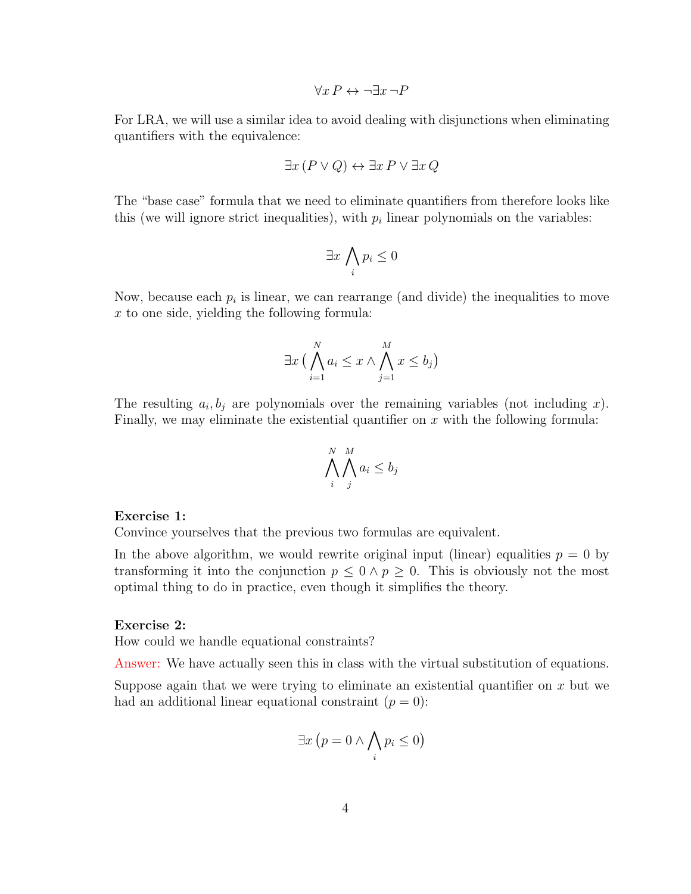$$\forall x\, P \leftrightarrow \neg \exists x\, \neg P$$

For LRA, we will use a similar idea to avoid dealing with disjunctions when eliminating quantifiers with the equivalence:

$$\exists x\, (P \vee Q) \leftrightarrow \exists x\, P \vee \exists x\, Q$$

The "base case" formula that we need to eliminate quantifiers from therefore looks like this (we will ignore strict inequalities), with $p_i$ linear polynomials on the variables:

$$\exists x \bigwedge_i p_i \leq 0$$

Now, because each $p_i$ is linear, we can rearrange (and divide) the inequalities to move $x$ to one side, yielding the following formula:

$$\exists x \, \big( \bigwedge_{i=1}^{N} a_i \leq x \wedge \bigwedge_{j=1}^{M} x \leq b_j \big)$$

The resulting $a_i, b_j$ are polynomials over the remaining variables (not including $x$). Finally, we may eliminate the existential quantifier on $x$ with the following formula:

$$\bigwedge_{i}^{N} \bigwedge_{j}^{M} a_i \leq b_j$$

**Exercise 1:**
Convince yourselves that the previous two formulas are equivalent.

In the above algorithm, we would rewrite original input (linear) equalities $p = 0$ by transforming it into the conjunction $p \leq 0 \wedge p \geq 0$. This is obviously not the most optimal thing to do in practice, even though it simplifies the theory.

**Exercise 2:**
How could we handle equational constraints?

Answer: We have actually seen this in class with the virtual substitution of equations.

Suppose again that we were trying to eliminate an existential quantifier on $x$ but we had an additional linear equational constraint ($p = 0$):

$$\exists x \, \big( p = 0 \wedge \bigwedge_i p_i \leq 0 \big)$$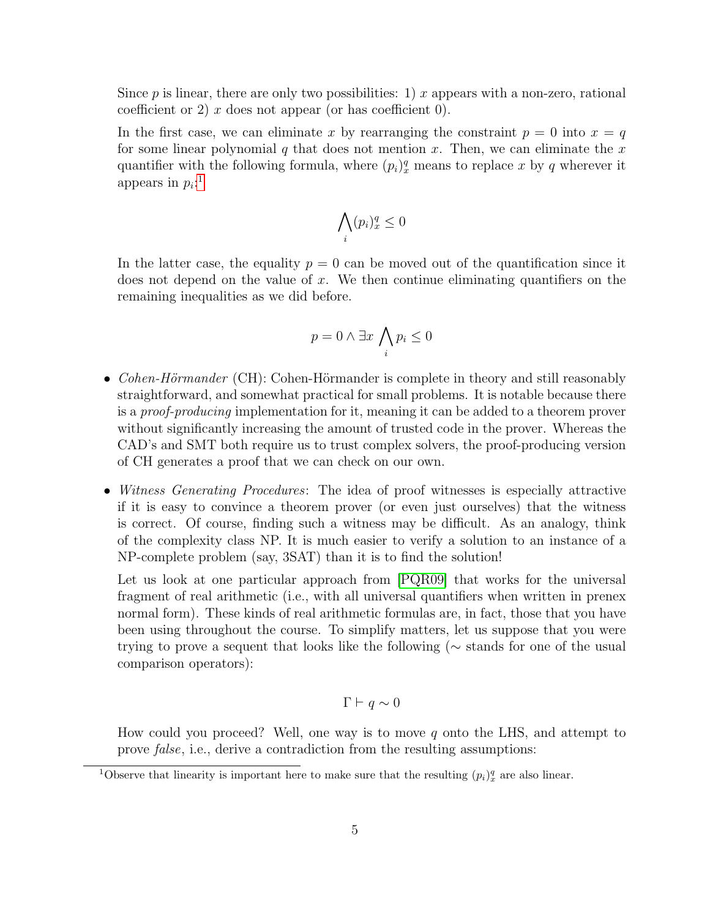Since $p$ is linear, there are only two possibilities: 1) $x$ appears with a non-zero, rational coefficient or 2) $x$ does not appear (or has coefficient 0).

In the first case, we can eliminate $x$ by rearranging the constraint $p = 0$ into $x = q$ for some linear polynomial $q$ that does not mention $x$. Then, we can eliminate the $x$ quantifier with the following formula, where $(p_i)_x^q$ means to replace $x$ by $q$ wherever it appears in $p_i$:[1]

$$\bigwedge_i (p_i)_x^q \leq 0$$

In the latter case, the equality $p = 0$ can be moved out of the quantification since it does not depend on the value of $x$. We then continue eliminating quantifiers on the remaining inequalities as we did before.

$$p = 0 \land \exists x \bigwedge_i p_i \leq 0$$

- *Cohen-Hörmander* (CH): Cohen-Hörmander is complete in theory and still reasonably straightforward, and somewhat practical for small problems. It is notable because there is a *proof-producing* implementation for it, meaning it can be added to a theorem prover without significantly increasing the amount of trusted code in the prover. Whereas the CAD's and SMT both require us to trust complex solvers, the proof-producing version of CH generates a proof that we can check on our own.

- *Witness Generating Procedures*: The idea of proof witnesses is especially attractive if it is easy to convince a theorem prover (or even just ourselves) that the witness is correct. Of course, finding such a witness may be difficult. As an analogy, think of the complexity class NP. It is much easier to verify a solution to an instance of a NP-complete problem (say, 3SAT) than it is to find the solution!

  Let us look at one particular approach from [PQR09] that works for the universal fragment of real arithmetic (i.e., with all universal quantifiers when written in prenex normal form). These kinds of real arithmetic formulas are, in fact, those that you have been using throughout the course. To simplify matters, let us suppose that you were trying to prove a sequent that looks like the following ($\sim$ stands for one of the usual comparison operators):

  $$\Gamma \vdash q \sim 0$$

  How could you proceed? Well, one way is to move $q$ onto the LHS, and attempt to prove *false*, i.e., derive a contradiction from the resulting assumptions:

---

[1] Observe that linearity is important here to make sure that the resulting $(p_i)_x^q$ are also linear.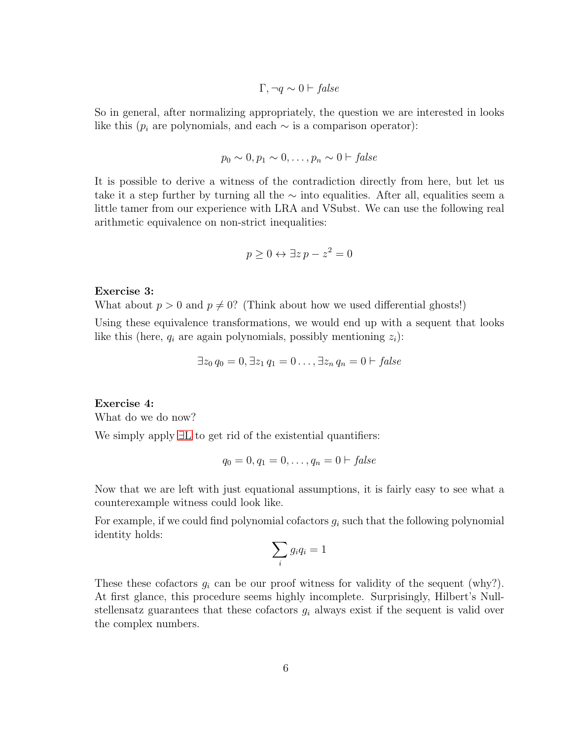$$\Gamma, \neg q \sim 0 \vdash \textit{false}$$

So in general, after normalizing appropriately, the question we are interested in looks like this ($p_i$ are polynomials, and each $\sim$ is a comparison operator):

$$p_0 \sim 0, p_1 \sim 0, \ldots, p_n \sim 0 \vdash \textit{false}$$

It is possible to derive a witness of the contradiction directly from here, but let us take it a step further by turning all the $\sim$ into equalities. After all, equalities seem a little tamer from our experience with LRA and VSubst. We can use the following real arithmetic equivalence on non-strict inequalities:

$$p \geq 0 \leftrightarrow \exists z \, p - z^2 = 0$$

**Exercise 3:**
What about $p > 0$ and $p \neq 0$? (Think about how we used differential ghosts!)

Using these equivalence transformations, we would end up with a sequent that looks like this (here, $q_i$ are again polynomials, possibly mentioning $z_i$):

$$\exists z_0 \, q_0 = 0, \exists z_1 \, q_1 = 0 \ldots, \exists z_n \, q_n = 0 \vdash \textit{false}$$

**Exercise 4:**
What do we do now?

We simply apply ∃L to get rid of the existential quantifiers:

$$q_0 = 0, q_1 = 0, \ldots, q_n = 0 \vdash \textit{false}$$

Now that we are left with just equational assumptions, it is fairly easy to see what a counterexample witness could look like.

For example, if we could find polynomial cofactors $g_i$ such that the following polynomial identity holds:

$$\sum_i g_i q_i = 1$$

These these cofactors $g_i$ can be our proof witness for validity of the sequent (why?). At first glance, this procedure seems highly incomplete. Surprisingly, Hilbert's Nullstellensatz guarantees that these cofactors $g_i$ always exist if the sequent is valid over the complex numbers.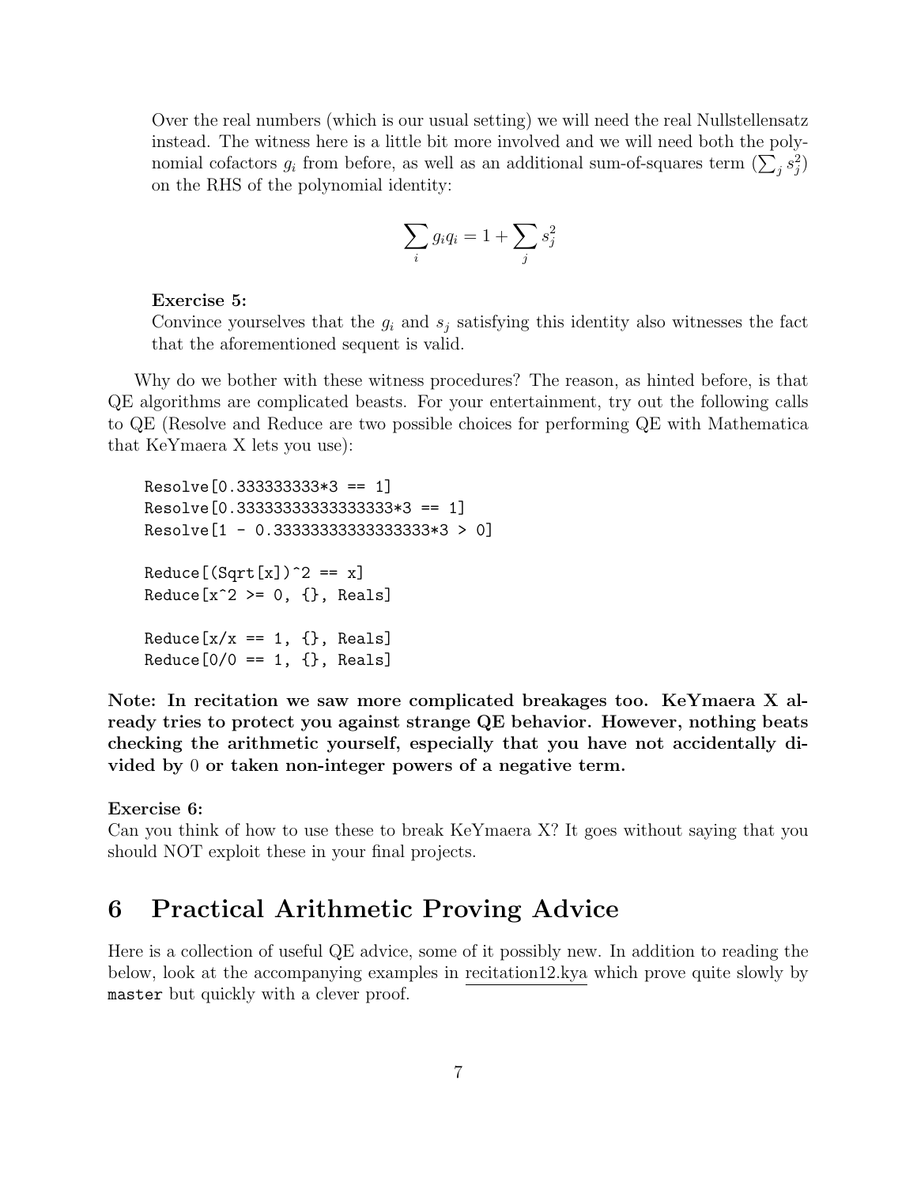Over the real numbers (which is our usual setting) we will need the real Nullstellensatz instead. The witness here is a little bit more involved and we will need both the polynomial cofactors $g_i$ from before, as well as an additional sum-of-squares term ($\sum_j s_j^2$) on the RHS of the polynomial identity:

$$\sum_i g_i q_i = 1 + \sum_j s_j^2$$

**Exercise 5:**
Convince yourselves that the $g_i$ and $s_j$ satisfying this identity also witnesses the fact that the aforementioned sequent is valid.

Why do we bother with these witness procedures? The reason, as hinted before, is that QE algorithms are complicated beasts. For your entertainment, try out the following calls to QE (Resolve and Reduce are two possible choices for performing QE with Mathematica that KeYmaera X lets you use):

```
Resolve[0.333333333*3 == 1]
Resolve[0.33333333333333333*3 == 1]
Resolve[1 - 0.33333333333333333*3 > 0]

Reduce[(Sqrt[x])^2 == x]
Reduce[x^2 >= 0, {}, Reals]

Reduce[x/x == 1, {}, Reals]
Reduce[0/0 == 1, {}, Reals]
```

**Note: In recitation we saw more complicated breakages too. KeYmaera X already tries to protect you against strange QE behavior. However, nothing beats checking the arithmetic yourself, especially that you have not accidentally divided by 0 or taken non-integer powers of a negative term.**

**Exercise 6:**
Can you think of how to use these to break KeYmaera X? It goes without saying that you should NOT exploit these in your final projects.

# 6 Practical Arithmetic Proving Advice

Here is a collection of useful QE advice, some of it possibly new. In addition to reading the below, look at the accompanying examples in recitation12.kya which prove quite slowly by `master` but quickly with a clever proof.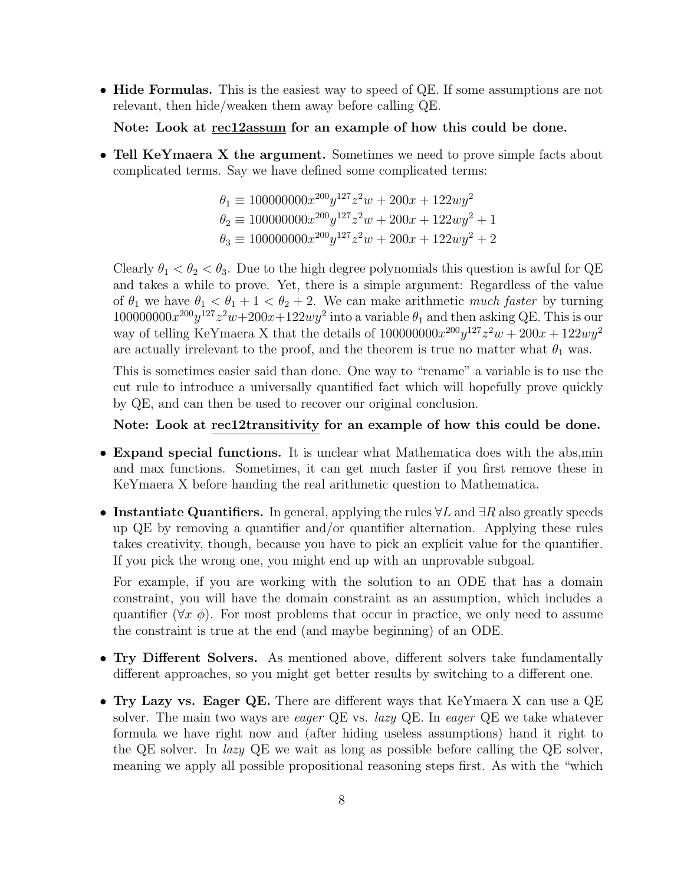- **Hide Formulas.** This is the easiest way to speed of QE. If some assumptions are not relevant, then hide/weaken them away before calling QE.

  **Note: Look at rec12assum for an example of how this could be done.**

- **Tell KeYmaera X the argument.** Sometimes we need to prove simple facts about complicated terms. Say we have defined some complicated terms:

$$\theta_1 \equiv 100000000x^{200}y^{127}z^2w + 200x + 122wy^2$$
$$\theta_2 \equiv 100000000x^{200}y^{127}z^2w + 200x + 122wy^2 + 1$$
$$\theta_3 \equiv 100000000x^{200}y^{127}z^2w + 200x + 122wy^2 + 2$$

  Clearly $\theta_1 < \theta_2 < \theta_3$. Due to the high degree polynomials this question is awful for QE and takes a while to prove. Yet, there is a simple argument: Regardless of the value of $\theta_1$ we have $\theta_1 < \theta_1 + 1 < \theta_2 + 2$. We can make arithmetic *much faster* by turning $100000000x^{200}y^{127}z^2w+200x+122wy^2$ into a variable $\theta_1$ and then asking QE. This is our way of telling KeYmaera X that the details of $100000000x^{200}y^{127}z^2w + 200x + 122wy^2$ are actually irrelevant to the proof, and the theorem is true no matter what $\theta_1$ was.

  This is sometimes easier said than done. One way to "rename" a variable is to use the cut rule to introduce a universally quantified fact which will hopefully prove quickly by QE, and can then be used to recover our original conclusion.

  **Note: Look at rec12transitivity for an example of how this could be done.**

- **Expand special functions.** It is unclear what Mathematica does with the abs,min and max functions. Sometimes, it can get much faster if you first remove these in KeYmaera X before handing the real arithmetic question to Mathematica.

- **Instantiate Quantifiers.** In general, applying the rules $\forall L$ and $\exists R$ also greatly speeds up QE by removing a quantifier and/or quantifier alternation. Applying these rules takes creativity, though, because you have to pick an explicit value for the quantifier. If you pick the wrong one, you might end up with an unprovable subgoal.

  For example, if you are working with the solution to an ODE that has a domain constraint, you will have the domain constraint as an assumption, which includes a quantifier ($\forall x\ \phi$). For most problems that occur in practice, we only need to assume the constraint is true at the end (and maybe beginning) of an ODE.

- **Try Different Solvers.** As mentioned above, different solvers take fundamentally different approaches, so you might get better results by switching to a different one.

- **Try Lazy vs. Eager QE.** There are different ways that KeYmaera X can use a QE solver. The main two ways are *eager* QE vs. *lazy* QE. In *eager* QE we take whatever formula we have right now and (after hiding useless assumptions) hand it right to the QE solver. In *lazy* QE we wait as long as possible before calling the QE solver, meaning we apply all possible propositional reasoning steps first. As with the "which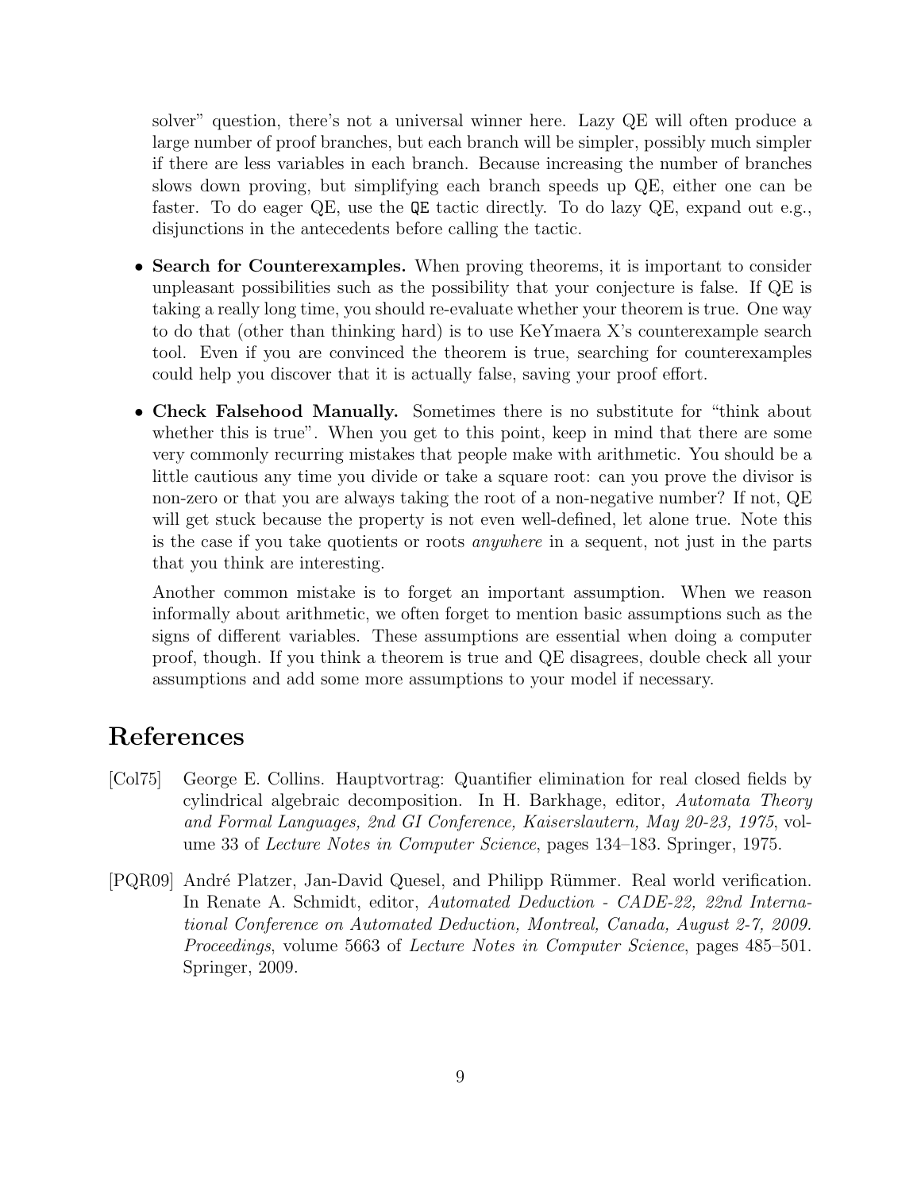solver" question, there's not a universal winner here. Lazy QE will often produce a large number of proof branches, but each branch will be simpler, possibly much simpler if there are less variables in each branch. Because increasing the number of branches slows down proving, but simplifying each branch speeds up QE, either one can be faster. To do eager QE, use the `QE` tactic directly. To do lazy QE, expand out e.g., disjunctions in the antecedents before calling the tactic.

- **Search for Counterexamples.** When proving theorems, it is important to consider unpleasant possibilities such as the possibility that your conjecture is false. If QE is taking a really long time, you should re-evaluate whether your theorem is true. One way to do that (other than thinking hard) is to use KeYmaera X's counterexample search tool. Even if you are convinced the theorem is true, searching for counterexamples could help you discover that it is actually false, saving your proof effort.

- **Check Falsehood Manually.** Sometimes there is no substitute for "think about whether this is true". When you get to this point, keep in mind that there are some very commonly recurring mistakes that people make with arithmetic. You should be a little cautious any time you divide or take a square root: can you prove the divisor is non-zero or that you are always taking the root of a non-negative number? If not, QE will get stuck because the property is not even well-defined, let alone true. Note this is the case if you take quotients or roots *anywhere* in a sequent, not just in the parts that you think are interesting.

  Another common mistake is to forget an important assumption. When we reason informally about arithmetic, we often forget to mention basic assumptions such as the signs of different variables. These assumptions are essential when doing a computer proof, though. If you think a theorem is true and QE disagrees, double check all your assumptions and add some more assumptions to your model if necessary.

# References

[Col75] George E. Collins. Hauptvortrag: Quantifier elimination for real closed fields by cylindrical algebraic decomposition. In H. Barkhage, editor, *Automata Theory and Formal Languages, 2nd GI Conference, Kaiserslautern, May 20-23, 1975*, volume 33 of *Lecture Notes in Computer Science*, pages 134–183. Springer, 1975.

[PQR09] André Platzer, Jan-David Quesel, and Philipp Rümmer. Real world verification. In Renate A. Schmidt, editor, *Automated Deduction - CADE-22, 22nd International Conference on Automated Deduction, Montreal, Canada, August 2-7, 2009. Proceedings*, volume 5663 of *Lecture Notes in Computer Science*, pages 485–501. Springer, 2009.